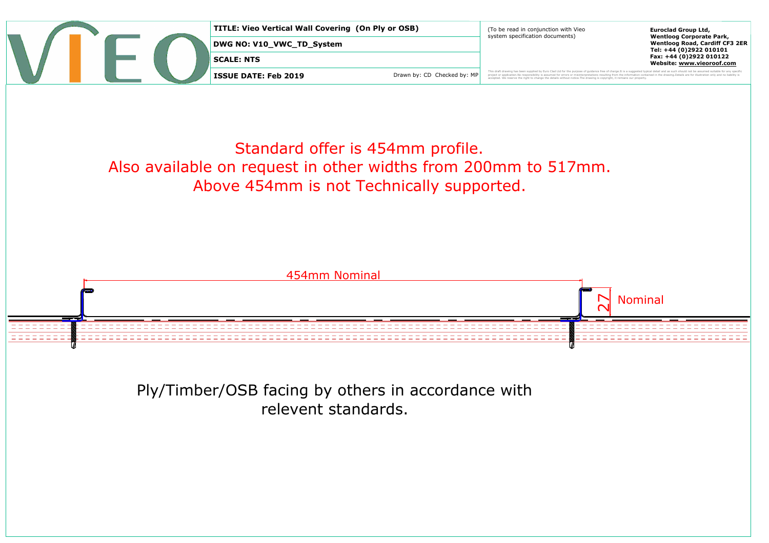**TITLE: Vieo Vertical Wall Covering (On Ply or OSB)**

**DWG NO: V10_VWC_TD_System**

**SCALE: NTS**

**ISSUE DATE: Feb 2019**

Drawn by: CD Checked by: MP

(To be read in conjunction with Vieo system specification documents)

**Euroclad Group Ltd,**
**Wentloog Corporate Park,**
**Wentloog Road, Cardiff CF3 2ER**
**Tel: +44 (0)2922 010101**
**Fax: +44 (0)2922 010122**
**Website: www.vieoroof.com**

This draft drawing has been supplied by Euro Clad Ltd for the purpose of guidance free of charge.It is a suggested typical detail and as such should not be assumed suitable for any specific project or application.No responsibility is assumed for errors or misinterpretations resulting from the information contained in the drawing.Details are for illustration only and no liability is accepted. We reserve the right to change the details without notice.The drawing is copyright, it remains our property.

Standard offer is 454mm profile.
Also available on request in other widths from 200mm to 517mm.
Above 454mm is not Technically supported.

454mm Nominal

27 Nominal

Ply/Timber/OSB facing by others in accordance with relevent standards.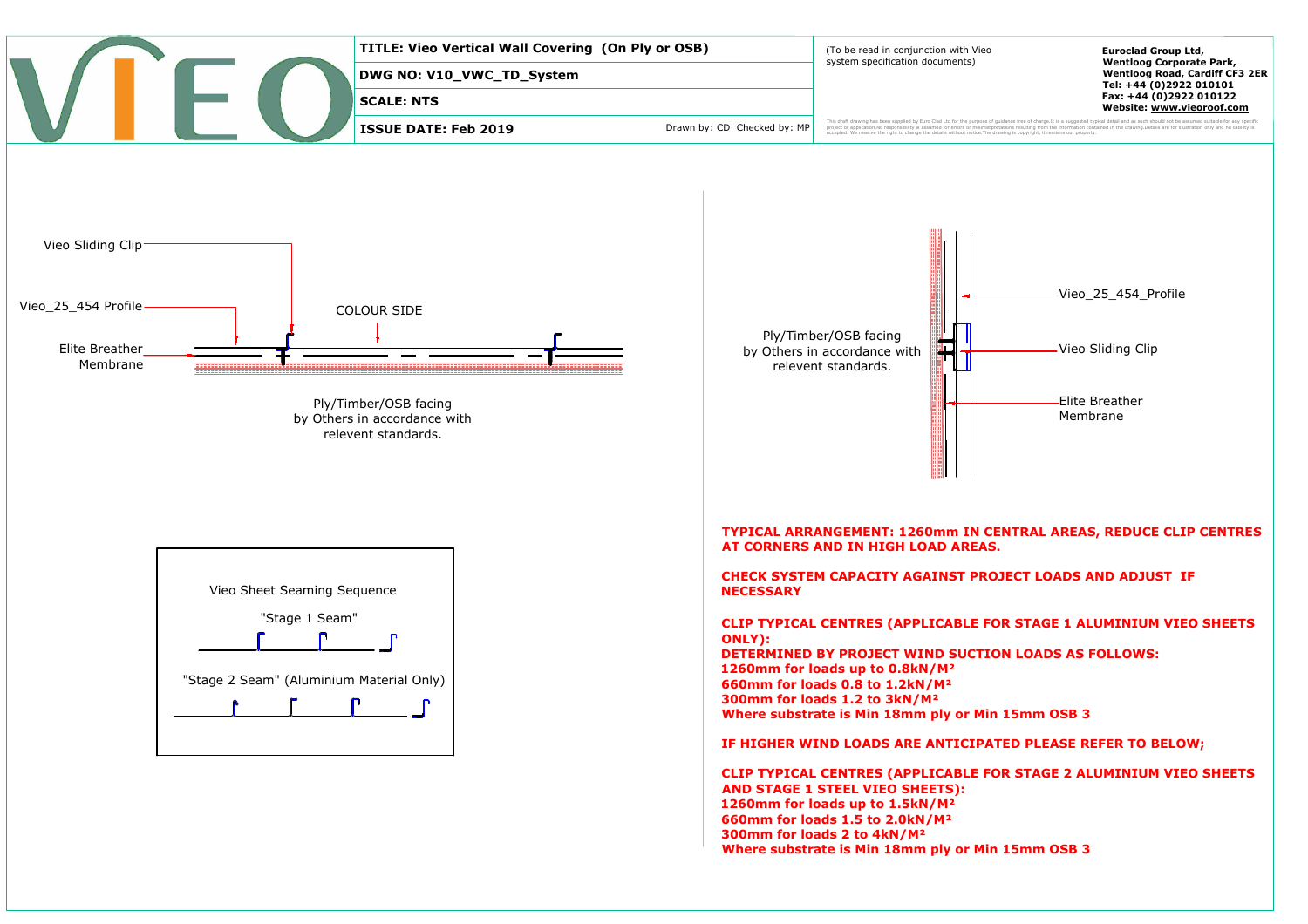**TITLE: Vieo Vertical Wall Covering (On Ply or OSB)**

**DWG NO: V10_VWC_TD_System**

**SCALE: NTS**

**ISSUE DATE: Feb 2019**

Drawn by: CD Checked by: MP

(To be read in conjunction with Vieo system specification documents)

**Euroclad Group Ltd,**
**Wentloog Corporate Park,**
**Wentloog Road, Cardiff CF3 2ER**
**Tel: +44 (0)2922 010101**
**Fax: +44 (0)2922 010122**
**Website: www.vieoroof.com**

This draft drawing has been supplied by Euro Clad Ltd for the purpose of guidance free of charge.It is a suggested typical detail and as such should not be assumed suitable for any specific project or application.No responsibility is assumed for errors or misinterpretations resulting from the information contained in the drawing.Details are for illustration only and no liability is accepted. We reserve the right to change the details without notice.The drawing is copyright, it remains our property.

Vieo Sliding Clip

Vieo_25_454 Profile

COLOUR SIDE

Elite Breather Membrane

Ply/Timber/OSB facing by Others in accordance with relevent standards.

Ply/Timber/OSB facing by Others in accordance with relevent standards.

Vieo_25_454_Profile

Vieo Sliding Clip

Elite Breather Membrane

Vieo Sheet Seaming Sequence

"Stage 1 Seam"

"Stage 2 Seam" (Aluminium Material Only)

**TYPICAL ARRANGEMENT: 1260mm IN CENTRAL AREAS, REDUCE CLIP CENTRES AT CORNERS AND IN HIGH LOAD AREAS.**

**CHECK SYSTEM CAPACITY AGAINST PROJECT LOADS AND ADJUST IF NECESSARY**

**CLIP TYPICAL CENTRES (APPLICABLE FOR STAGE 1 ALUMINIUM VIEO SHEETS ONLY):**
**DETERMINED BY PROJECT WIND SUCTION LOADS AS FOLLOWS:**
**1260mm for loads up to 0.8kN/M²**
**660mm for loads 0.8 to 1.2kN/M²**
**300mm for loads 1.2 to 3kN/M²**
**Where substrate is Min 18mm ply or Min 15mm OSB 3**

**IF HIGHER WIND LOADS ARE ANTICIPATED PLEASE REFER TO BELOW;**

**CLIP TYPICAL CENTRES (APPLICABLE FOR STAGE 2 ALUMINIUM VIEO SHEETS AND STAGE 1 STEEL VIEO SHEETS):**
**1260mm for loads up to 1.5kN/M²**
**660mm for loads 1.5 to 2.0kN/M²**
**300mm for loads 2 to 4kN/M²**
**Where substrate is Min 18mm ply or Min 15mm OSB 3**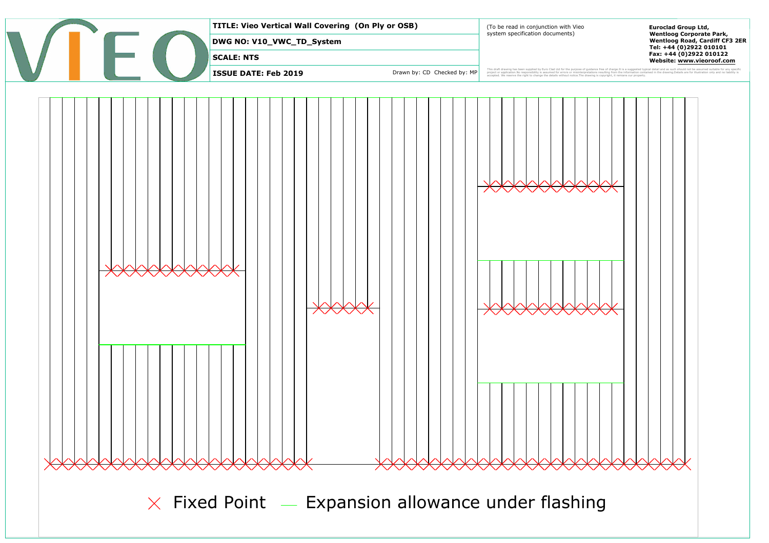**TITLE: Vieo Vertical Wall Covering (On Ply or OSB)**

**DWG NO: V10_VWC_TD_System**

**SCALE: NTS**

**ISSUE DATE: Feb 2019**

Drawn by: CD Checked by: MP

(To be read in conjunction with Vieo system specification documents)

This draft drawing has been supplied by Euro Clad Ltd for the purpose of guidance free of charge.It is a suggested typical detail and as such should not be assumed suitable for any specific project or application.No responsibility is assumed for errors or misinterpretations resulting from the information contained in the drawing.Details are for illustration only and no liability is accepted. We reserve the right to change the details without notice.The drawing is copyright, it remains our property.

**Euroclad Group Ltd,**
**Wentloog Corporate Park,**
**Wentloog Road, Cardiff CF3 2ER**
**Tel: +44 (0)2922 010101**
**Fax: +44 (0)2922 010122**
**Website: www.vieoroof.com**

× Fixed Point — Expansion allowance under flashing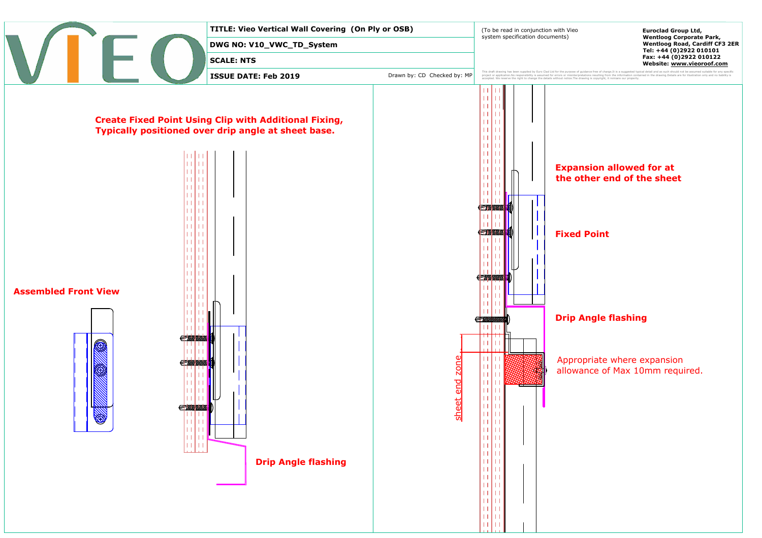**VIEO**

| | |
|---|---|
| **TITLE: Vieo Vertical Wall Covering (On Ply or OSB)** | |
| **DWG NO: V10_VWC_TD_System** | |
| **SCALE: NTS** | |
| **ISSUE DATE: Feb 2019** | Drawn by: CD Checked by: MP |

(To be read in conjunction with Vieo system specification documents)

**Euroclad Group Ltd,**
**Wentloog Corporate Park,**
**Wentloog Road, Cardiff CF3 2ER**
**Tel: +44 (0)2922 010101**
**Fax: +44 (0)2922 010122**
**Website: www.vieoroof.com**

This draft drawing has been supplied by Euro Clad Ltd for the purpose of guidance free of charge.It is a suggested typical detail and as such should not be assumed suitable for any specific project or application.No responsibility is assumed for errors or misinterpretations resulting from the information contained in the drawing.Details are for illustration only and no liability is accepted. We reserve the right to change the details without notice.The drawing is copyright, it remains our property.

**Create Fixed Point Using Clip with Additional Fixing, Typically positioned over drip angle at sheet base.**

**Assembled Front View**

**Drip Angle flashing**

**Expansion allowed for at the other end of the sheet**

**Fixed Point**

**Drip Angle flashing**

Appropriate where expansion allowance of Max 10mm required.

sheet end zone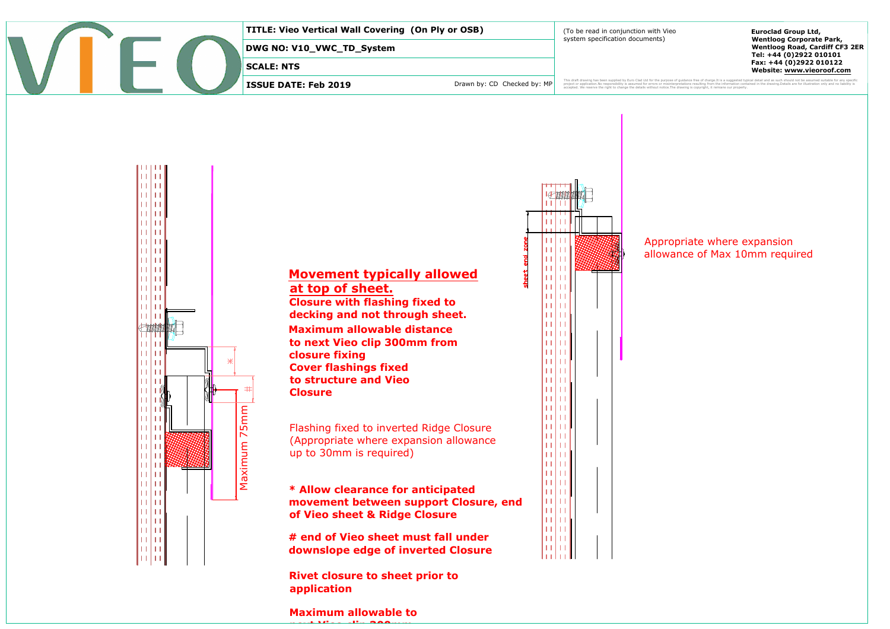| TITLE: Vieo Vertical Wall Covering (On Ply or OSB) | |
|---|---|
| DWG NO: V10_VWC_TD_System | |
| SCALE: NTS | |
| ISSUE DATE: Feb 2019 | Drawn by: CD Checked by: MP |

(To be read in conjunction with Vieo system specification documents)

**Euroclad Group Ltd,**
**Wentloog Corporate Park,**
**Wentloog Road, Cardiff CF3 2ER**
**Tel: +44 (0)2922 010101**
**Fax: +44 (0)2922 010122**
**Website: www.vieoroof.com**

This draft drawing has been supplied by Euro Clad Ltd for the purpose of guidance free of charge.It is a suggested typical detail and as such should not be assumed suitable for any specific project or application.No responsibility is assumed for errors or misinterpretations resulting from the information contained in the drawing.Details are for illustration only and no liability is accepted. We reserve the right to change the details without notice.The drawing is copyright, it remains our property.

Maximum 75mm

## Movement typically allowed at top of sheet.

**Closure with flashing fixed to decking and not through sheet.**

**Maximum allowable distance to next Vieo clip 300mm from closure fixing**

**Cover flashings fixed to structure and Vieo Closure**

Flashing fixed to inverted Ridge Closure (Appropriate where expansion allowance up to 30mm is required)

**\* Allow clearance for anticipated movement between support Closure, end of Vieo sheet & Ridge Closure**

**# end of Vieo sheet must fall under downslope edge of inverted Closure**

**Rivet closure to sheet prior to application**

**Maximum allowable to next Vieo clip 300mm**

sheet end zone

Appropriate where expansion allowance of Max 10mm required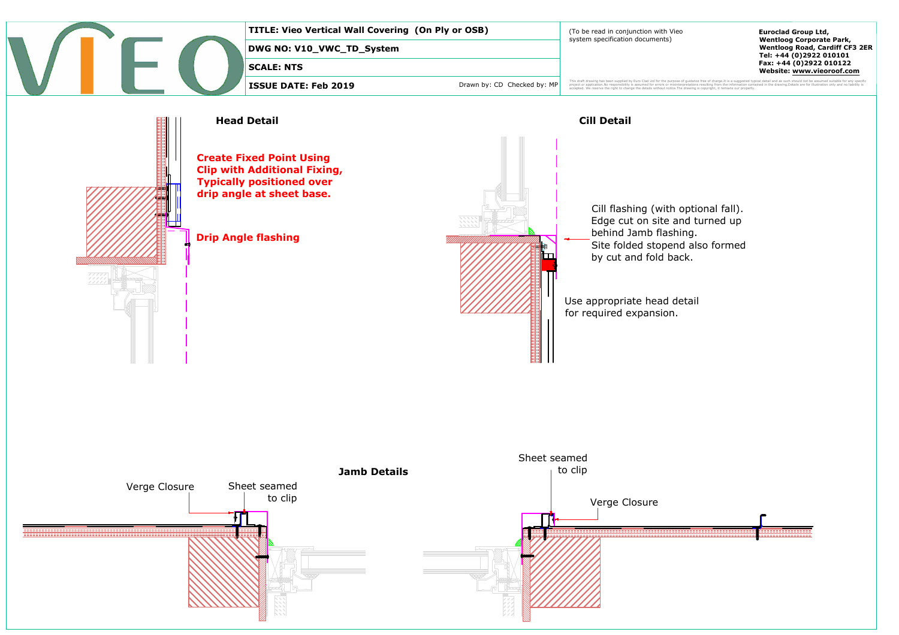**TITLE: Vieo Vertical Wall Covering (On Ply or OSB)**

**DWG NO: V10_VWC_TD_System**

**SCALE: NTS**

**ISSUE DATE: Feb 2019**

Drawn by: CD Checked by: MP

(To be read in conjunction with Vieo system specification documents)

**Euroclad Group Ltd,**
**Wentloog Corporate Park,**
**Wentloog Road, Cardiff CF3 2ER**
**Tel: +44 (0)2922 010101**
**Fax: +44 (0)2922 010122**
**Website: www.vieoroof.com**

This draft drawing has been supplied by Euro Clad Ltd for the purpose of guidance free of charge.It is a suggested typical detail and as such should not be assumed suitable for any specific project or application.No responsibility is assumed for errors or misinterpretations resulting from the information contained in the drawing.Details are for illustration only and no liability is accepted. We reserve the right to change the details without notice.The drawing is copyright, it remains our property.

## Head Detail

**Create Fixed Point Using Clip with Additional Fixing, Typically positioned over drip angle at sheet base.**

**Drip Angle flashing**

## Cill Detail

Cill flashing (with optional fall). Edge cut on site and turned up behind Jamb flashing. Site folded stopend also formed by cut and fold back.

Use appropriate head detail for required expansion.

## Jamb Details

Verge Closure

Sheet seamed to clip

Sheet seamed to clip

Verge Closure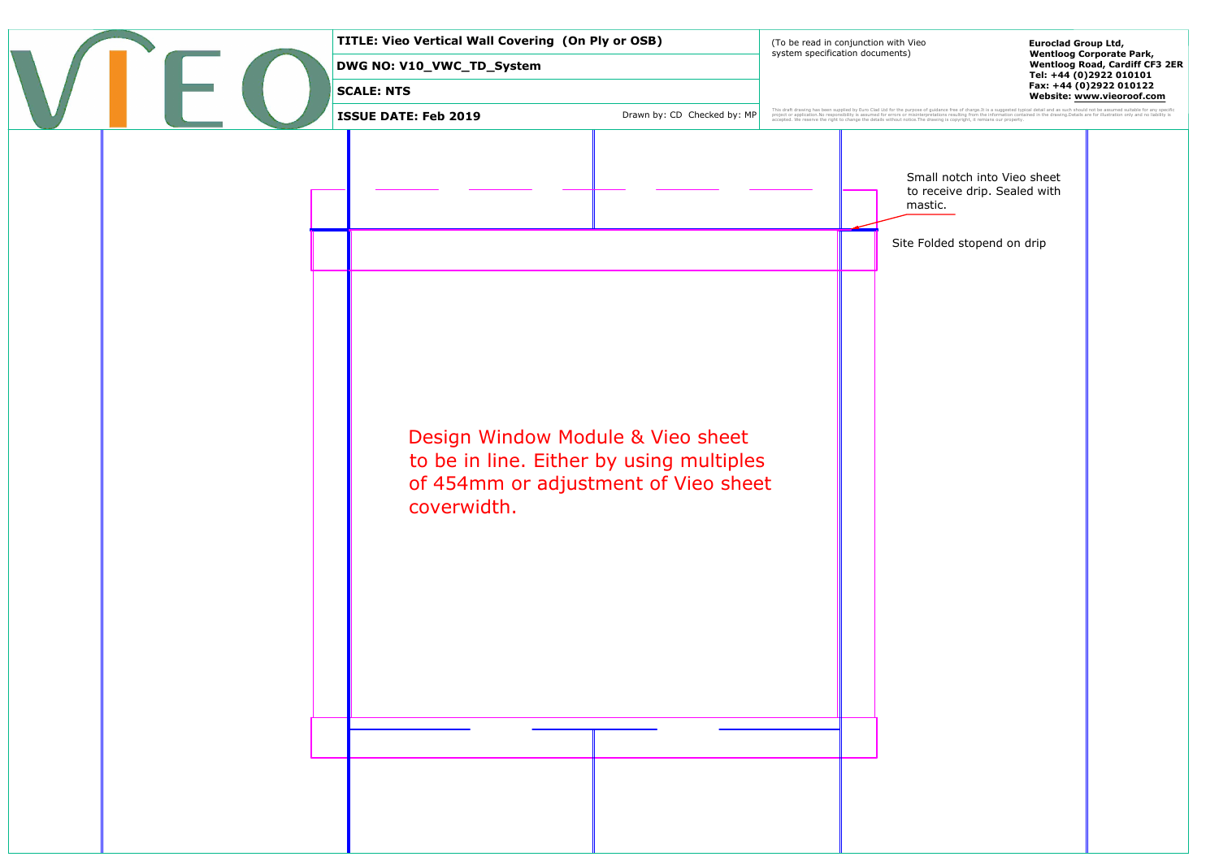**TITLE: Vieo Vertical Wall Covering (On Ply or OSB)**

**DWG NO: V10_VWC_TD_System**

**SCALE: NTS**

**ISSUE DATE: Feb 2019**

Drawn by: CD Checked by: MP

(To be read in conjunction with Vieo system specification documents)

This draft drawing has been supplied by Euro Clad Ltd for the purpose of guidance free of charge.It is a suggested typical detail and as such should not be assumed suitable for any specific project or application.No responsibility is assumed for errors or misinterpretations resulting from the information contained in the drawing.Details are for illustration only and no liability is accepted. We reserve the right to change the details without notice.The drawing is copyright, it remains our property.

**Euroclad Group Ltd,**
**Wentloog Corporate Park,**
**Wentloog Road, Cardiff CF3 2ER**
**Tel: +44 (0)2922 010101**
**Fax: +44 (0)2922 010122**
**Website: www.vieoroof.com**

Small notch into Vieo sheet to receive drip. Sealed with mastic.

Site Folded stopend on drip

Design Window Module & Vieo sheet to be in line. Either by using multiples of 454mm or adjustment of Vieo sheet coverwidth.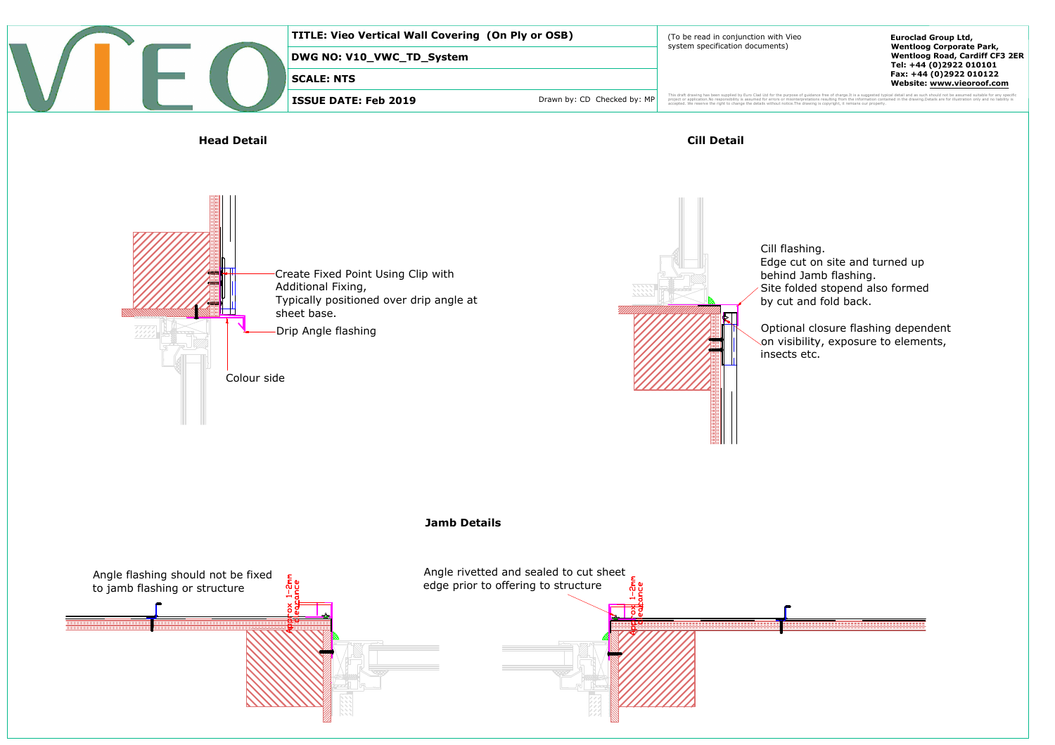| **TITLE: Vieo Vertical Wall Covering (On Ply or OSB)** | |
|---|---|
| **DWG NO: V10_VWC_TD_System** | |
| **SCALE: NTS** | |
| **ISSUE DATE: Feb 2019** | Drawn by: CD Checked by: MP |

(To be read in conjunction with Vieo system specification documents)

**Euroclad Group Ltd,**
**Wentloog Corporate Park,**
**Wentloog Road, Cardiff CF3 2ER**
**Tel: +44 (0)2922 010101**
**Fax: +44 (0)2922 010122**
**Website: www.vieoroof.com**

This draft drawing has been supplied by Euro Clad Ltd for the purpose of guidance free of charge.It is a suggested typical detail and as such should not be assumed suitable for any specific project or application.No responsibility is assumed for errors or misinterpretations resulting from the information contained in the drawing.Details are for illustration only and no liability is accepted. We reserve the right to change the details without notice.The drawing is copyright, it remains our property.

## Head Detail

Create Fixed Point Using Clip with Additional Fixing, Typically positioned over drip angle at sheet base.

Drip Angle flashing

Colour side

## Cill Detail

Cill flashing.
Edge cut on site and turned up behind Jamb flashing.
Site folded stopend also formed by cut and fold back.

Optional closure flashing dependent on visibility, exposure to elements, insects etc.

## Jamb Details

Angle flashing should not be fixed to jamb flashing or structure

Approx 1-2mm clearance

Angle rivetted and sealed to cut sheet edge prior to offering to structure

Approx 1-2mm clearance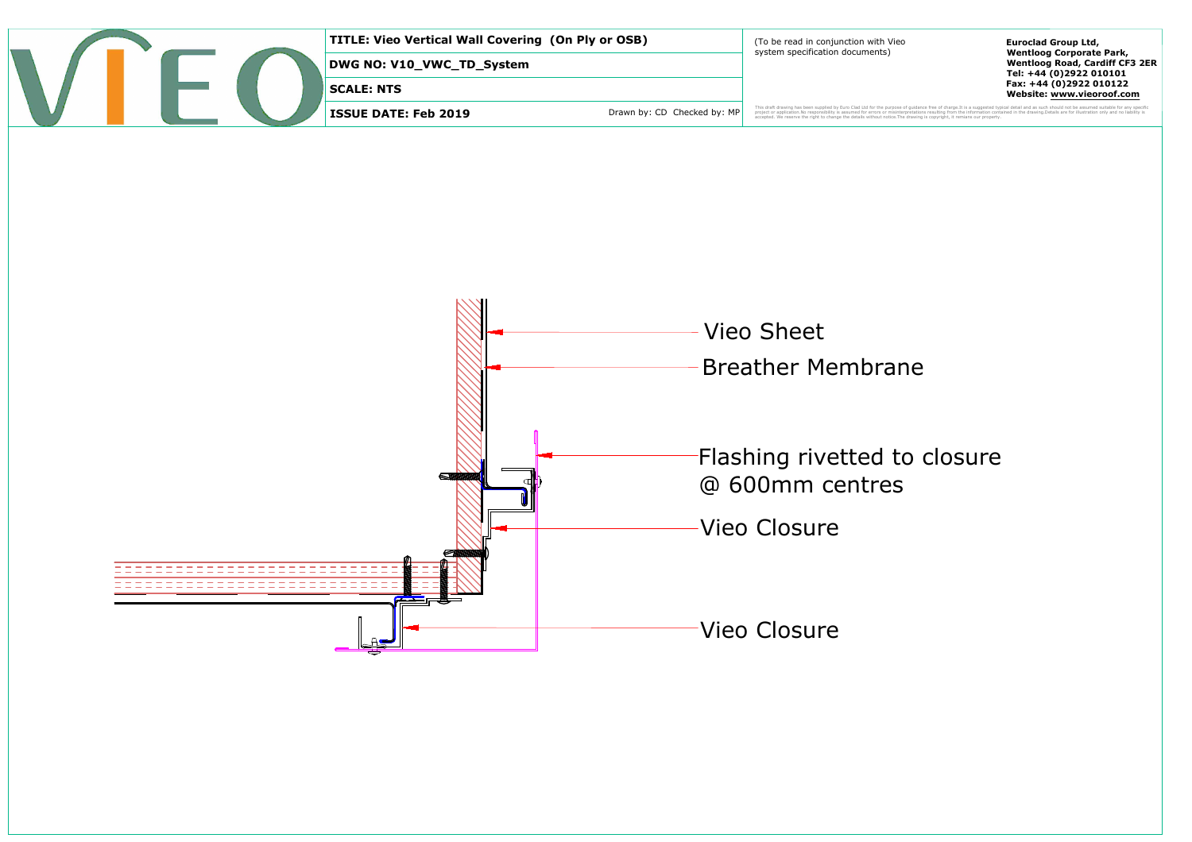**TITLE: Vieo Vertical Wall Covering (On Ply or OSB)**

**DWG NO: V10_VWC_TD_System**

**SCALE: NTS**

**ISSUE DATE: Feb 2019**

Drawn by: CD Checked by: MP

(To be read in conjunction with Vieo system specification documents)

This draft drawing has been supplied by Euro Clad Ltd for the purpose of guidance free of charge.It is a suggested typical detail and as such should not be assumed suitable for any specific project or application.No responsibility is assumed for errors or misinterpretations resulting from the information contained in the drawing.Details are for illustration only and no liability is accepted. We reserve the right to change the details without notice.The drawing is copyright, it remains our property.

**Euroclad Group Ltd,**
**Wentloog Corporate Park,**
**Wentloog Road, Cardiff CF3 2ER**
**Tel: +44 (0)2922 010101**
**Fax: +44 (0)2922 010122**
**Website: www.vieoroof.com**

Vieo Sheet

Breather Membrane

Flashing rivetted to closure @ 600mm centres

Vieo Closure

Vieo Closure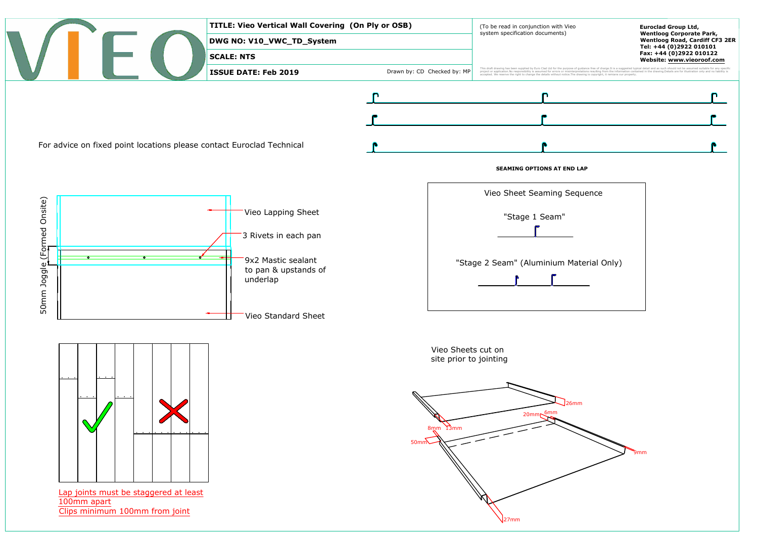**TITLE: Vieo Vertical Wall Covering (On Ply or OSB)**

**DWG NO: V10_VWC_TD_System**

**SCALE: NTS**

**ISSUE DATE: Feb 2019**

Drawn by: CD Checked by: MP

(To be read in conjunction with Vieo system specification documents)

**Euroclad Group Ltd,**
**Wentloog Corporate Park,**
**Wentloog Road, Cardiff CF3 2ER**
**Tel: +44 (0)2922 010101**
**Fax: +44 (0)2922 010122**
**Website: www.vieoroof.com**

This draft drawing has been supplied by Euro Clad Ltd for the purpose of guidance free of charge.It is a suggested typical detail and as such should not be assumed suitable for any specific project or application.No responsibility is assumed for errors or misinterpretations resulting from the information contained in the drawing.Details are for illustration only and no liability is accepted. We reserve the right to change the details without notice.The drawing is copyright, it remains our property.

For advice on fixed point locations please contact Euroclad Technical

**SEAMING OPTIONS AT END LAP**

50mm Joggle (Formed Onsite)

Vieo Lapping Sheet

3 Rivets in each pan

9x2 Mastic sealant to pan & upstands of underlap

Vieo Standard Sheet

Vieo Sheet Seaming Sequence

"Stage 1 Seam"

"Stage 2 Seam" (Aluminium Material Only)

Lap joints must be staggered at least 100mm apart

Clips minimum 100mm from joint

Vieo Sheets cut on site prior to jointing

26mm

20mm

6mm

8mm

13mm

50mm

9mm

27mm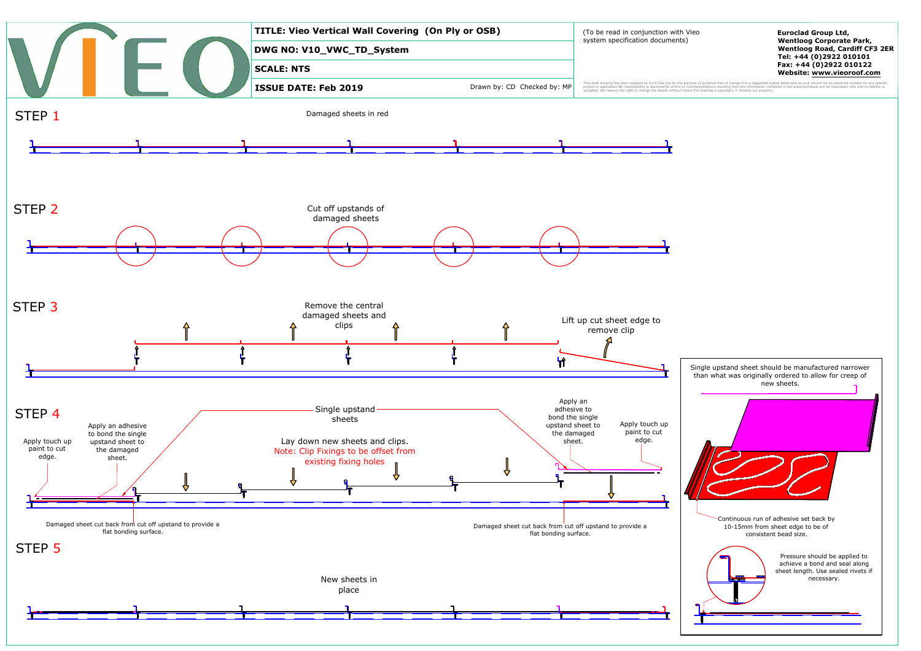**TITLE: Vieo Vertical Wall Covering (On Ply or OSB)**

**DWG NO: V10_VWC_TD_System**

**SCALE: NTS**

**ISSUE DATE: Feb 2019**

Drawn by: CD Checked by: MP

(To be read in conjunction with Vieo system specification documents)

**Euroclad Group Ltd,**
**Wentloog Corporate Park,**
**Wentloog Road, Cardiff CF3 2ER**
**Tel: +44 (0)2922 010101**
**Fax: +44 (0)2922 010122**
**Website: www.vieoroof.com**

This draft drawing has been supplied by Euro Clad Ltd for the purpose of guidance free of charge.It is a suggested typical detail and as such should not be assumed suitable for any specific project or application.No responsibility is assumed for errors or misinterpretations resulting from the information contained in the drawing.Details are for illustration only and no liability is accepted. We reserve the right to change the details without notice.The drawing is copyright, it remains our property.

STEP 1

Damaged sheets in red

STEP 2

Cut off upstands of damaged sheets

STEP 3

Remove the central damaged sheets and clips

Lift up cut sheet edge to remove clip

STEP 4

Single upstand sheets

Apply touch up paint to cut edge.

Apply an adhesive to bond the single upstand sheet to the damaged sheet.

Lay down new sheets and clips.
Note: Clip Fixings to be offset from existing fixing holes

Apply an adhesive to bond the single upstand sheet to the damaged sheet.

Apply touch up paint to cut edge.

Damaged sheet cut back from cut off upstand to provide a flat bonding surface.

Damaged sheet cut back from cut off upstand to provide a flat bonding surface.

STEP 5

New sheets in place

Single upstand sheet should be manufactured narrower than what was originally ordered to allow for creep of new sheets.

Continuous run of adhesive set back by 10-15mm from sheet edge to be of consistent bead size.

Pressure should be applied to achieve a bond and seal along sheet length. Use sealed rivets if necessary.